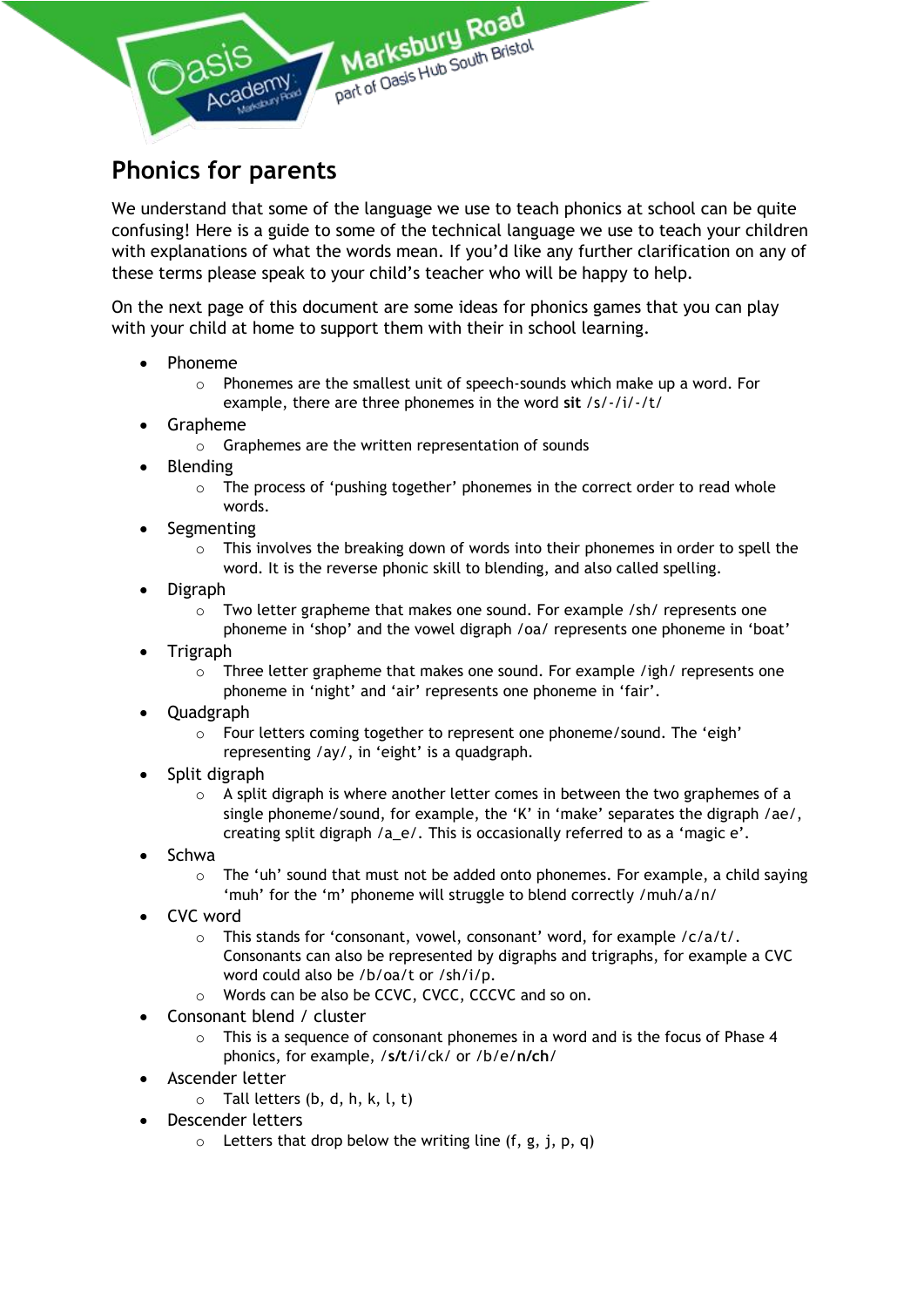# Phonics for parents

We understand that some of the language we use to teach phonics at school can be quite confusing! Here is a guide to some of the technical language we use to teach your children with explanations of what the words mean. If you'd like any further clarification on any of these terms please speak to your child's teacher who will be happy to help.

On the next page of this document are some ideas for phonics games that you can play with your child at home to support them with their in school learning.

- Phoneme
  - Phonemes are the smallest unit of speech-sounds which make up a word. For example, there are three phonemes in the word **sit** /s/-/i/-/t/
- Grapheme
  - Graphemes are the written representation of sounds
- Blending
  - The process of 'pushing together' phonemes in the correct order to read whole words.
- Segmenting
  - This involves the breaking down of words into their phonemes in order to spell the word. It is the reverse phonic skill to blending, and also called spelling.
- Digraph
  - Two letter grapheme that makes one sound. For example /sh/ represents one phoneme in 'shop' and the vowel digraph /oa/ represents one phoneme in 'boat'
- Trigraph
  - Three letter grapheme that makes one sound. For example /igh/ represents one phoneme in 'night' and 'air' represents one phoneme in 'fair'.
- Quadgraph
  - Four letters coming together to represent one phoneme/sound. The 'eigh' representing /ay/, in 'eight' is a quadgraph.
- Split digraph
  - A split digraph is where another letter comes in between the two graphemes of a single phoneme/sound, for example, the 'K' in 'make' separates the digraph /ae/, creating split digraph /a_e/. This is occasionally referred to as a 'magic e'.
- Schwa
  - The 'uh' sound that must not be added onto phonemes. For example, a child saying 'muh' for the 'm' phoneme will struggle to blend correctly /muh/a/n/
- CVC word
  - This stands for 'consonant, vowel, consonant' word, for example /c/a/t/. Consonants can also be represented by digraphs and trigraphs, for example a CVC word could also be /b/oa/t or /sh/i/p.
  - Words can be also be CCVC, CVCC, CCCVC and so on.
- Consonant blend / cluster
  - This is a sequence of consonant phonemes in a word and is the focus of Phase 4 phonics, for example, /**s**/**t**/i/ck/ or /b/e/**n**/**ch**/
- Ascender letter
  - Tall letters (b, d, h, k, l, t)
- Descender letters
  - Letters that drop below the writing line (f, g, j, p, q)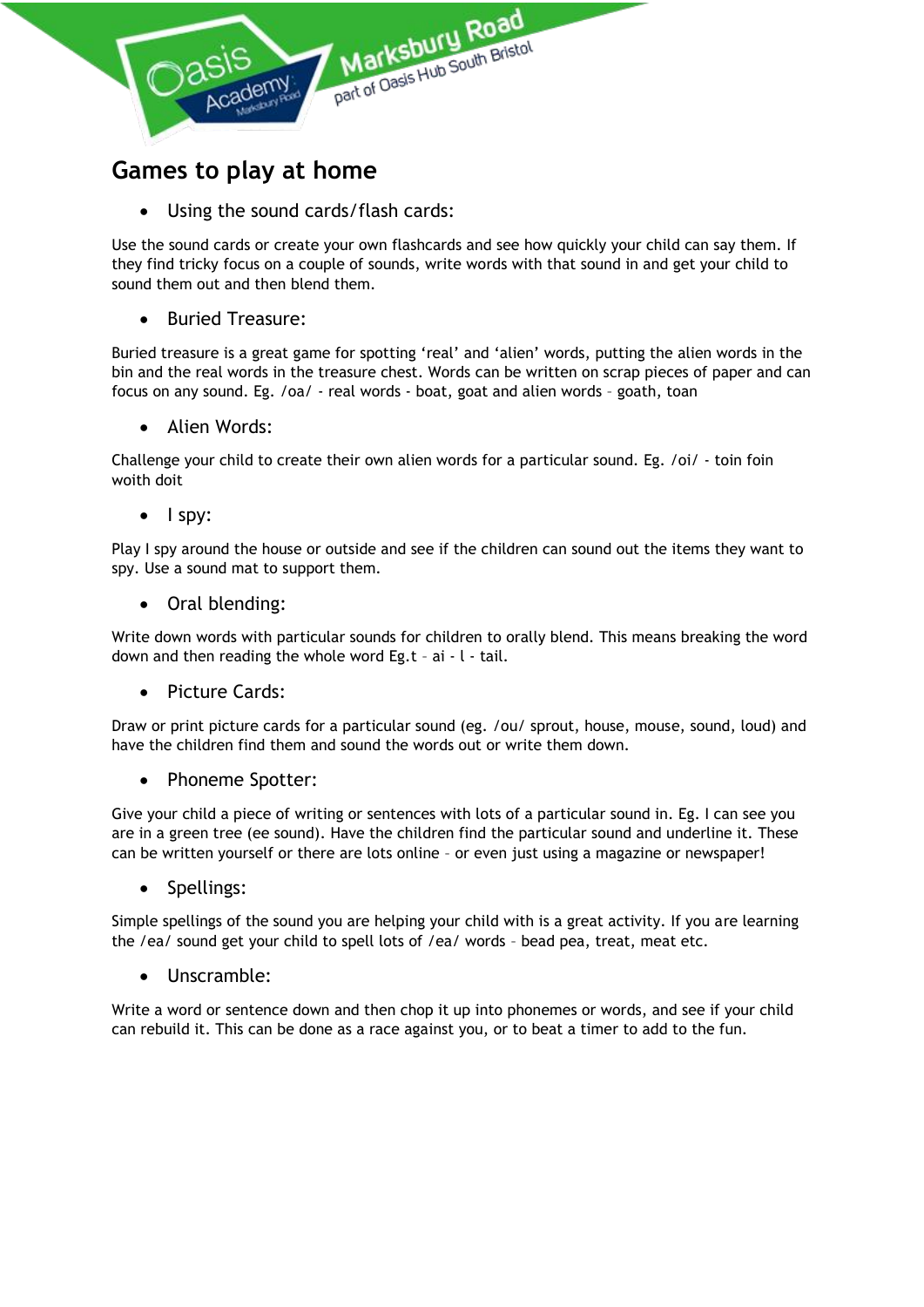# Games to play at home

- Using the sound cards/flash cards:

Use the sound cards or create your own flashcards and see how quickly your child can say them. If they find tricky focus on a couple of sounds, write words with that sound in and get your child to sound them out and then blend them.

- Buried Treasure:

Buried treasure is a great game for spotting 'real' and 'alien' words, putting the alien words in the bin and the real words in the treasure chest. Words can be written on scrap pieces of paper and can focus on any sound. Eg. /oa/ - real words - boat, goat and alien words – goath, toan

- Alien Words:

Challenge your child to create their own alien words for a particular sound. Eg. /oi/ - toin foin woith doit

- I spy:

Play I spy around the house or outside and see if the children can sound out the items they want to spy. Use a sound mat to support them.

- Oral blending:

Write down words with particular sounds for children to orally blend. This means breaking the word down and then reading the whole word Eg.t – ai - l - tail.

- Picture Cards:

Draw or print picture cards for a particular sound (eg. /ou/ sprout, house, mouse, sound, loud) and have the children find them and sound the words out or write them down.

- Phoneme Spotter:

Give your child a piece of writing or sentences with lots of a particular sound in. Eg. I can see you are in a green tree (ee sound). Have the children find the particular sound and underline it. These can be written yourself or there are lots online – or even just using a magazine or newspaper!

- Spellings:

Simple spellings of the sound you are helping your child with is a great activity. If you are learning the /ea/ sound get your child to spell lots of /ea/ words – bead pea, treat, meat etc.

- Unscramble:

Write a word or sentence down and then chop it up into phonemes or words, and see if your child can rebuild it. This can be done as a race against you, or to beat a timer to add to the fun.